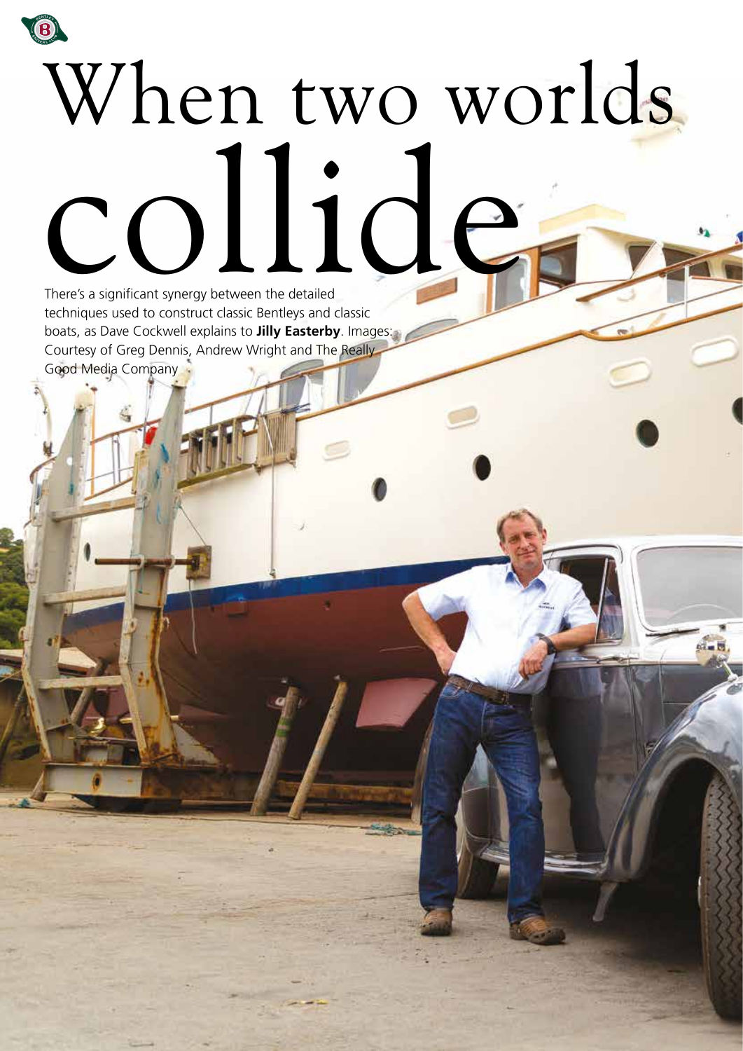# When two worlds collide

There's a significant synergy between the detailed techniques used to construct classic Bentleys and classic boats, as Dave Cockwell explains to **Jilly Easterby**. Images: Courtesy of Greg Dennis, Andrew Wright and The Really Good Media Company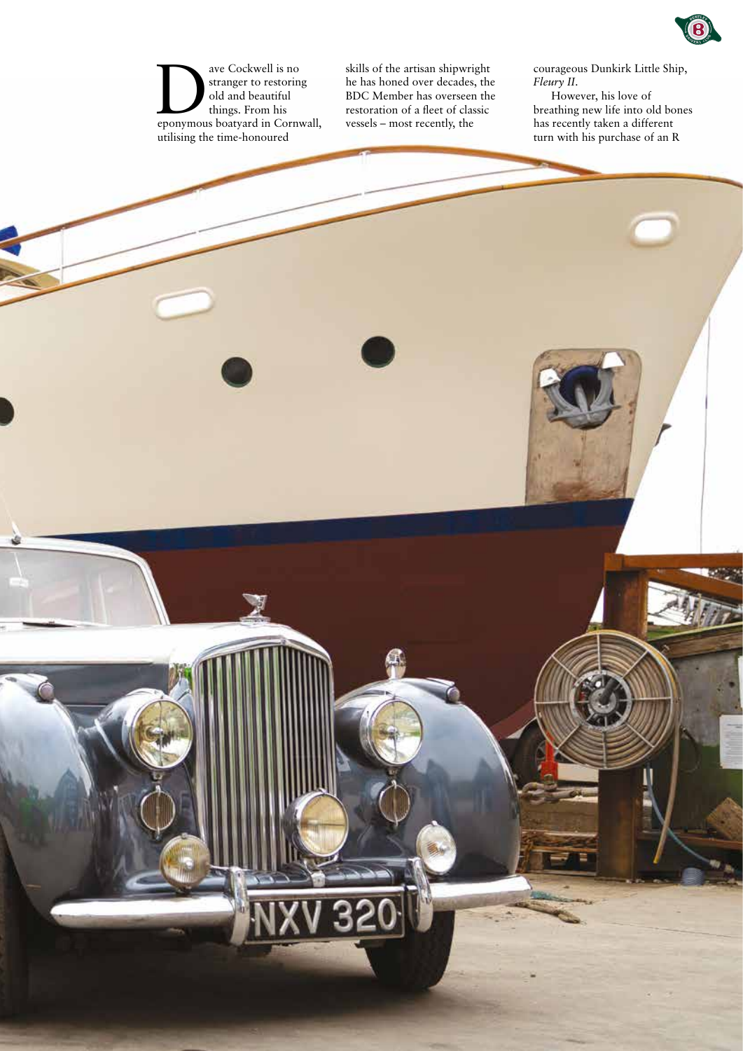Dave Cockwell is no stranger to restoring old and beautiful things. From his eponymous boatyard in Cornwall, utilising the time-honoured skills of the artisan shipwright he has honed over decades, the BDC Member has overseen the restoration of a fleet of classic vessels – most recently, the courageous Dunkirk Little Ship, *Fleury II*.

However, his love of breathing new life into old bones has recently taken a different turn with his purchase of an R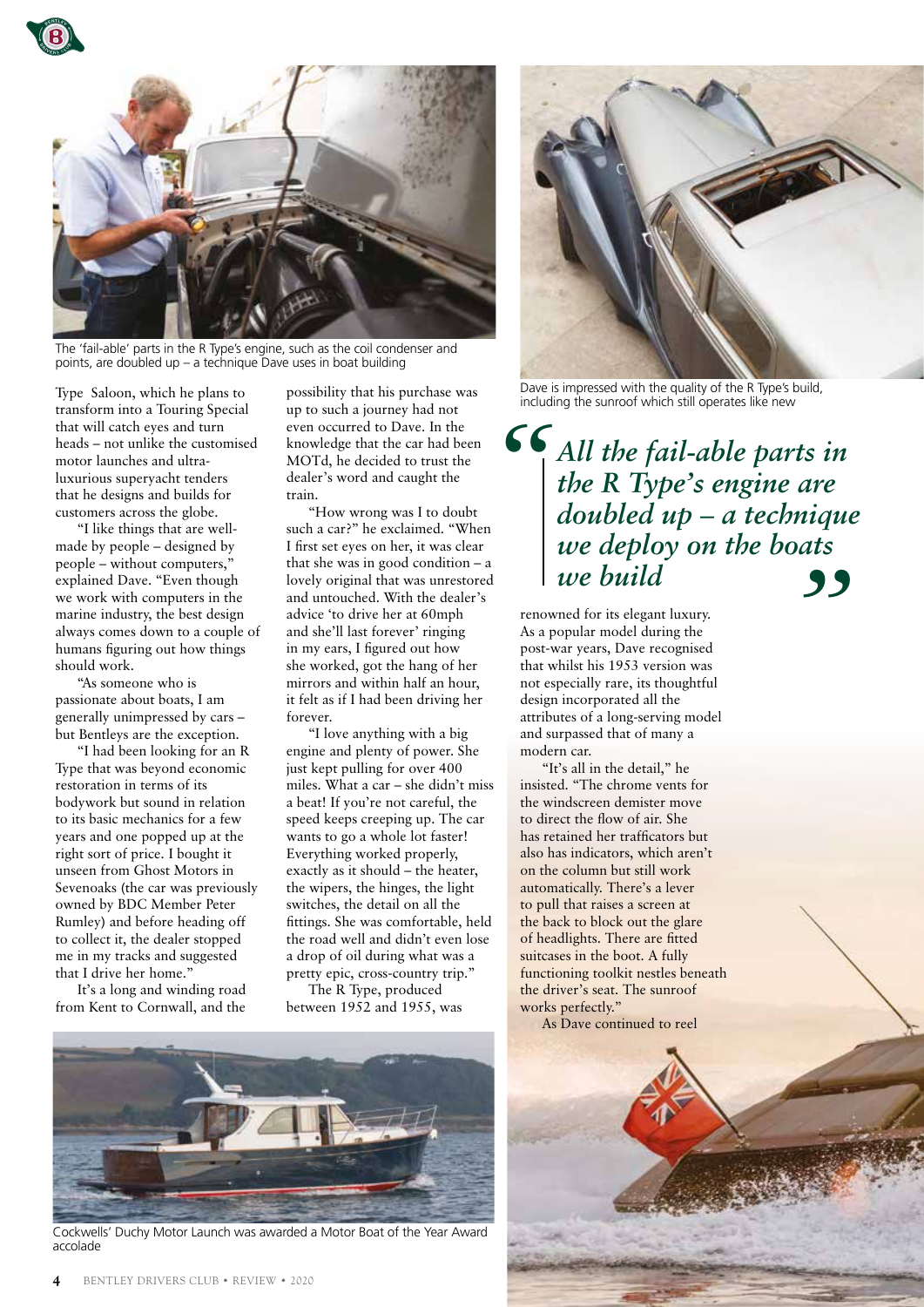The 'fail-able' parts in the R Type's engine, such as the coil condenser and points, are doubled up – a technique Dave uses in boat building

Type Saloon, which he plans to transform into a Touring Special that will catch eyes and turn heads – not unlike the customised motor launches and ultra-luxurious superyacht tenders that he designs and builds for customers across the globe.

"I like things that are well-made by people – designed by people – without computers," explained Dave. "Even though we work with computers in the marine industry, the best design always comes down to a couple of humans figuring out how things should work.

"As someone who is passionate about boats, I am generally unimpressed by cars – but Bentleys are the exception.

"I had been looking for an R Type that was beyond economic restoration in terms of its bodywork but sound in relation to its basic mechanics for a few years and one popped up at the right sort of price. I bought it unseen from Ghost Motors in Sevenoaks (the car was previously owned by BDC Member Peter Rumley) and before heading off to collect it, the dealer stopped me in my tracks and suggested that I drive her home."

It's a long and winding road from Kent to Cornwall, and the possibility that his purchase was up to such a journey had not even occurred to Dave. In the knowledge that the car had been MOTd, he decided to trust the dealer's word and caught the train.

"How wrong was I to doubt such a car?" he exclaimed. "When I first set eyes on her, it was clear that she was in good condition – a lovely original that was unrestored and untouched. With the dealer's advice 'to drive her at 60mph and she'll last forever' ringing in my ears, I figured out how she worked, got the hang of her mirrors and within half an hour, it felt as if I had been driving her forever.

"I love anything with a big engine and plenty of power. She just kept pulling for over 400 miles. She didn't miss a beat! If you're not careful, the speed keeps creeping up. The car wants to go a whole lot faster! Everything worked properly, exactly as it should – the heater, the wipers, the hinges, the light switches, the detail on all the fittings. She was comfortable, held the road well and didn't even lose a drop of oil during what was a pretty epic, cross-country trip."

The R Type, produced between 1952 and 1955, was renowned for its elegant luxury. As a popular model during the post-war years, Dave recognised that whilst his 1953 version was not especially rare, its thoughtful design incorporated all the attributes of a long-serving model and surpassed that of many a modern car.

Dave is impressed with the quality of the R Type's build, including the sunroof which still operates like new

> *All the fail-able parts in the R Type's engine are doubled up – a technique we deploy on the boats we build*

"It's all in the detail," he insisted. "The chrome vents for the windscreen demister move to direct the flow of air. She has retained her trafficators but also has indicators, which aren't on the column but still work automatically. There's a lever to pull that raises a screen at the back to block out the glare of headlights. There are fitted suitcases in the boot. A fully functioning toolkit nestles beneath the driver's seat. The sunroof works perfectly."

As Dave continued to reel

Cockwells' Duchy Motor Launch was awarded a Motor Boat of the Year Award accolade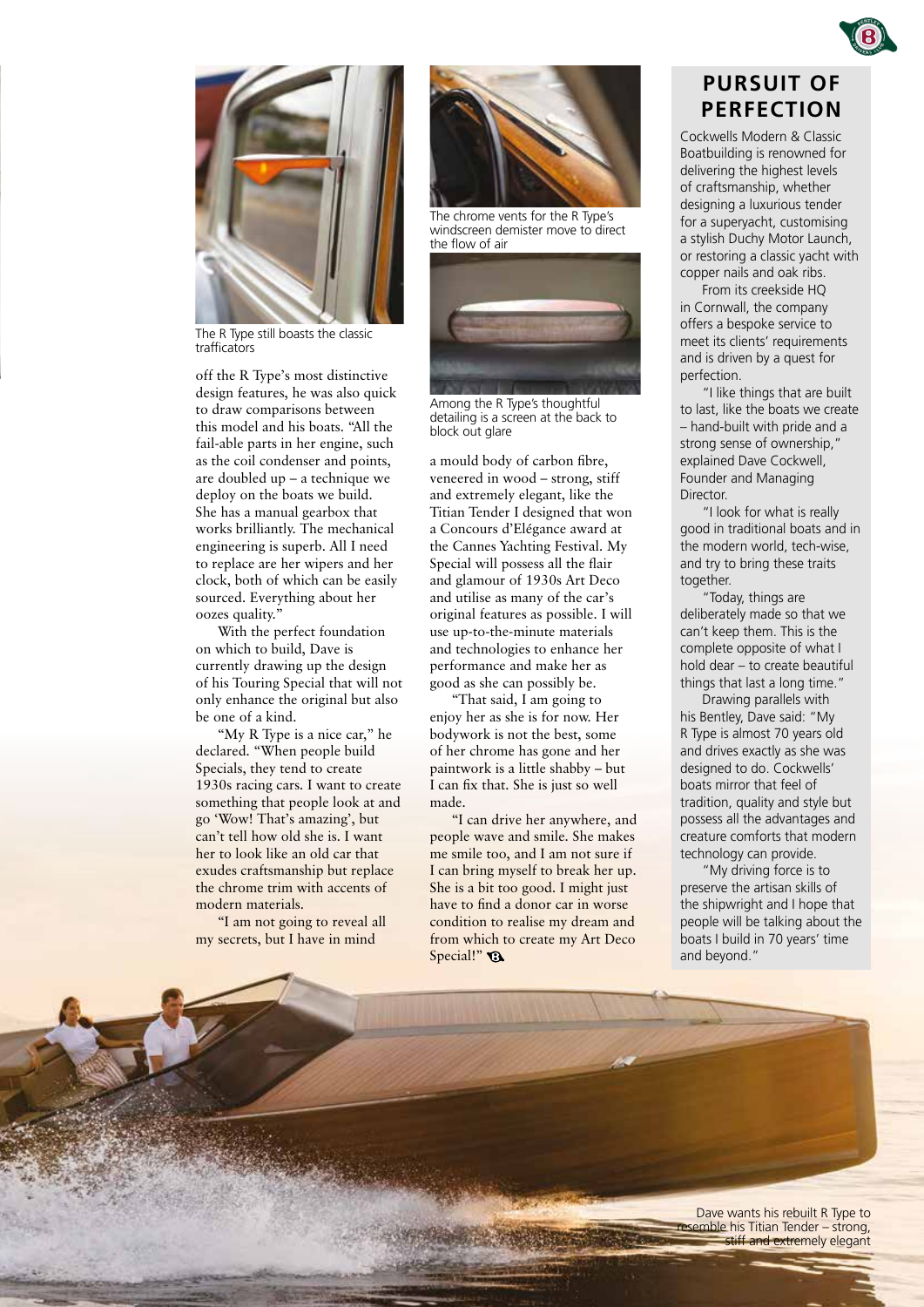The R Type still boasts the classic trafficators

off the R Type's most distinctive design features, he was also quick to draw comparisons between this model and his boats. "All the fail-able parts in her engine, such as the coil condenser and points, are doubled up – a technique we deploy on the boats we build. She has a manual gearbox that works brilliantly. The mechanical engineering is superb. All I need to replace are her wipers and her clock, both of which can be easily sourced. Everything about her oozes quality."

With the perfect foundation on which to build, Dave is currently drawing up the design of his Touring Special that will not only enhance the original but also be one of a kind.

"My R Type is a nice car," he declared. "When people build Specials, they tend to create 1930s racing cars. I want to create something that people look at and go 'Wow! That's amazing', but can't tell how old she is. I want her to look like an old car that exudes craftsmanship but replace the chrome trim with accents of modern materials.

"I am not going to reveal all my secrets, but I have in mind

The chrome vents for the R Type's windscreen demister move to direct the flow of air

Among the R Type's thoughtful detailing is a screen at the back to block out glare

a mould body of carbon fibre, veneered in wood – strong, stiff and extremely elegant, like the Titian Tender I designed that won a Concours d'Elégance award at the Cannes Yachting Festival. My Special will possess all the flair and glamour of 1930s Art Deco and utilise as many of the car's original features as possible. I will use up-to-the-minute materials and technologies to enhance her performance and make her as good as she can possibly be.

"That said, I am going to enjoy her as she is for now. Her bodywork is not the best, some of her chrome has gone and her paintwork is a little shabby – but I can fix that. She is just so well made.

"I can drive her anywhere, and people wave and smile. She makes me smile too, and I am not sure if I can bring myself to break her up. She is a bit too good. I might just have to find a donor car in worse condition to realise my dream and from which to create my Art Deco Special!"

## PURSUIT OF PERFECTION

Cockwells Modern & Classic Boatbuilding is renowned for delivering the highest levels of craftsmanship, whether designing a luxurious tender for a superyacht, customising a stylish Duchy Motor Launch, or restoring a classic yacht with copper nails and oak ribs.

From its creekside HQ in Cornwall, the company offers a bespoke service to meet its clients' requirements and is driven by a quest for perfection.

"I like things that are built to last, like the boats we create – hand-built with pride and a strong sense of ownership," explained Dave Cockwell, Founder and Managing Director.

"I look for what is really good in traditional boats and in the modern world, tech-wise, and try to bring these traits together.

"Today, things are deliberately made so that we can't keep them. This is the complete opposite of what I hold dear – to create beautiful things that last a long time."

Drawing parallels with his Bentley, Dave said: "My R Type is almost 70 years old and drives exactly as she was designed to do. Cockwells' boats mirror that feel of tradition, quality and style but possess all the advantages and creature comforts that modern technology can provide.

"My driving force is to preserve the artisan skills of the shipwright and I hope that people will be talking about the boats I build in 70 years' time and beyond."

Dave wants his rebuilt R Type to resemble his Titian Tender – strong, stiff and extremely elegant